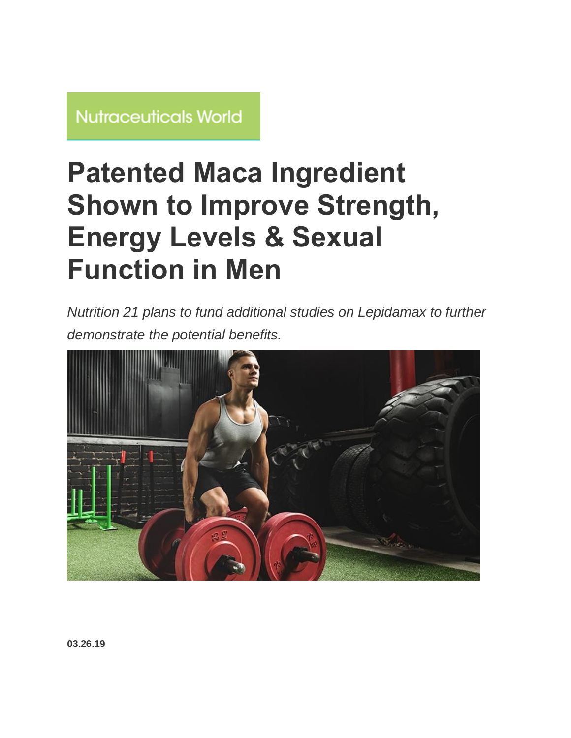Nutraceuticals World

# Patented Maca Ingredient Shown to Improve Strength, Energy Levels & Sexual Function in Men

*Nutrition 21 plans to fund additional studies on Lepidamax to further demonstrate the potential benefits.*

**03.26.19**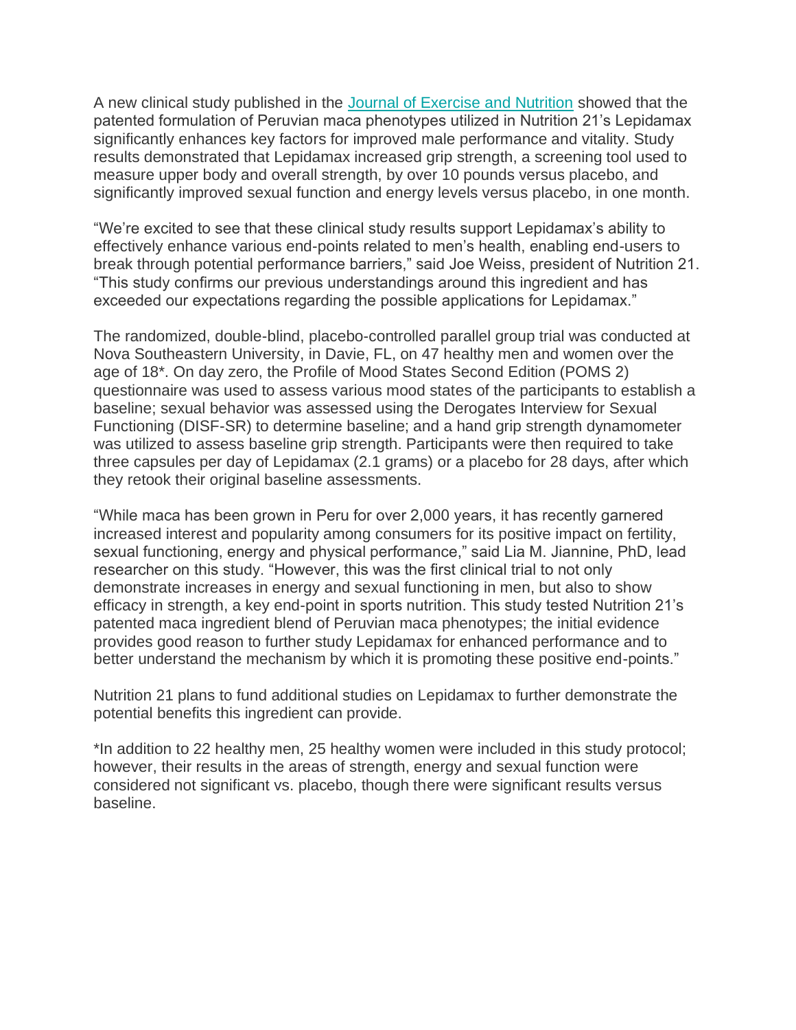A new clinical study published in the [Journal of Exercise and Nutrition](Journal of Exercise and Nutrition) showed that the patented formulation of Peruvian maca phenotypes utilized in Nutrition 21's Lepidamax significantly enhances key factors for improved male performance and vitality. Study results demonstrated that Lepidamax increased grip strength, a screening tool used to measure upper body and overall strength, by over 10 pounds versus placebo, and significantly improved sexual function and energy levels versus placebo, in one month.

"We're excited to see that these clinical study results support Lepidamax's ability to effectively enhance various end-points related to men's health, enabling end-users to break through potential performance barriers," said Joe Weiss, president of Nutrition 21. "This study confirms our previous understandings around this ingredient and has exceeded our expectations regarding the possible applications for Lepidamax."

The randomized, double-blind, placebo-controlled parallel group trial was conducted at Nova Southeastern University, in Davie, FL, on 47 healthy men and women over the age of 18*. On day zero, the Profile of Mood States Second Edition (POMS 2) questionnaire was used to assess various mood states of the participants to establish a baseline; sexual behavior was assessed using the Derogates Interview for Sexual Functioning (DISF-SR) to determine baseline; and a hand grip strength dynamometer was utilized to assess baseline grip strength. Participants were then required to take three capsules per day of Lepidamax (2.1 grams) or a placebo for 28 days, after which they retook their original baseline assessments.

"While maca has been grown in Peru for over 2,000 years, it has recently garnered increased interest and popularity among consumers for its positive impact on fertility, sexual functioning, energy and physical performance," said Lia M. Jiannine, PhD, lead researcher on this study. "However, this was the first clinical trial to not only demonstrate increases in energy and sexual functioning in men, but also to show efficacy in strength, a key end-point in sports nutrition. This study tested Nutrition 21's patented maca ingredient blend of Peruvian maca phenotypes; the initial evidence provides good reason to further study Lepidamax for enhanced performance and to better understand the mechanism by which it is promoting these positive end-points."

Nutrition 21 plans to fund additional studies on Lepidamax to further demonstrate the potential benefits this ingredient can provide.

*In addition to 22 healthy men, 25 healthy women were included in this study protocol; however, their results in the areas of strength, energy and sexual function were considered not significant vs. placebo, though there were significant results versus baseline.